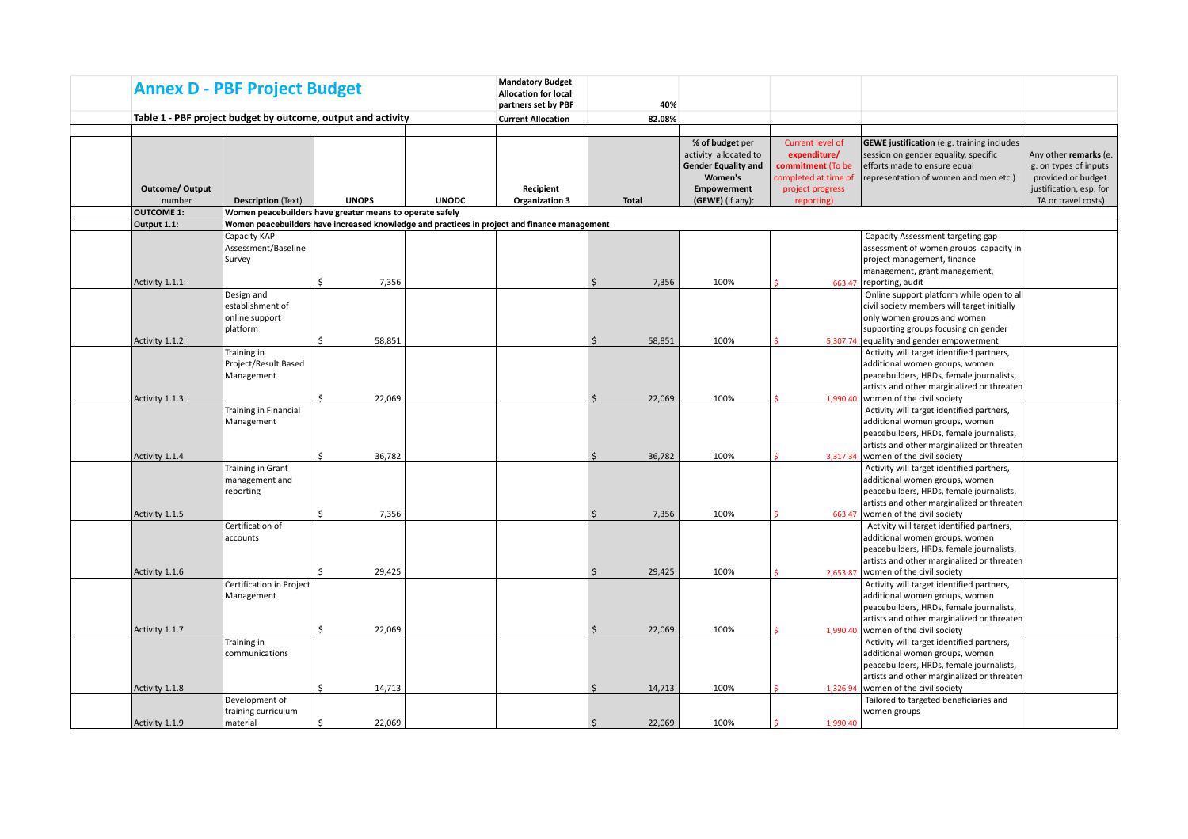# Annex D - PBF Project Budget

| Mandatory Budget Allocation for local partners set by PBF | 40% |
|---|---|
| Current Allocation | 82.08% |

## Table 1 - PBF project budget by outcome, output and activity

| Outcome/ Output number | Description (Text) | UNOPS | UNODC | Recipient Organization 3 | Total | % of budget per activity allocated to Gender Equality and Women's Empowerment (GEWE) (if any): | Current level of expenditure/ commitment (To be completed at time of project progress reporting) | GEWE justification (e.g. training includes session on gender equality, specific efforts made to ensure equal representation of women and men etc.) | Any other remarks (e. g. on types of inputs provided or budget justification, esp. for TA or travel costs) |
|---|---|---|---|---|---|---|---|---|---|
| OUTCOME 1: | Women peacebuilders have greater means to operate safely | | | | | | | | |
| Output 1.1: | Women peacebuilders have increased knowledge and practices in project and finance management | | | | | | | | |
| Activity 1.1.1: | Capacity KAP Assessment/Baseline Survey | $ 7,356 | | | $ 7,356 | 100% | $ 663.47 | Capacity Assessment targeting gap assessment of women groups capacity in project management, finance management, grant management, reporting, audit | |
| Activity 1.1.2: | Design and establishment of online support platform | $ 58,851 | | | $ 58,851 | 100% | $ 5,307.74 | Online support platform while open to all civil society members will target initially only women groups and women supporting groups focusing on gender equality and gender empowerment | |
| Activity 1.1.3: | Training in Project/Result Based Management | $ 22,069 | | | $ 22,069 | 100% | $ 1,990.40 | Activity will target identified partners, additional women groups, women peacebuilders, HRDs, female journalists, artists and other marginalized or threaten women of the civil society | |
| Activity 1.1.4 | Training in Financial Management | $ 36,782 | | | $ 36,782 | 100% | $ 3,317.34 | Activity will target identified partners, additional women groups, women peacebuilders, HRDs, female journalists, artists and other marginalized or threaten women of the civil society | |
| Activity 1.1.5 | Training in Grant management and reporting | $ 7,356 | | | $ 7,356 | 100% | $ 663.47 | Activity will target identified partners, additional women groups, women peacebuilders, HRDs, female journalists, artists and other marginalized or threaten women of the civil society | |
| Activity 1.1.6 | Certification of accounts | $ 29,425 | | | $ 29,425 | 100% | $ 2,653.87 | Activity will target identified partners, additional women groups, women peacebuilders, HRDs, female journalists, artists and other marginalized or threaten women of the civil society | |
| Activity 1.1.7 | Certification in Project Management | $ 22,069 | | | $ 22,069 | 100% | $ 1,990.40 | Activity will target identified partners, additional women groups, women peacebuilders, HRDs, female journalists, artists and other marginalized or threaten women of the civil society | |
| Activity 1.1.8 | Training in communications | $ 14,713 | | | $ 14,713 | 100% | $ 1,326.94 | Activity will target identified partners, additional women groups, women peacebuilders, HRDs, female journalists, artists and other marginalized or threaten women of the civil society | |
| Activity 1.1.9 | Development of training curriculum material | $ 22,069 | | | $ 22,069 | 100% | $ 1,990.40 | Tailored to targeted beneficiaries and women groups | |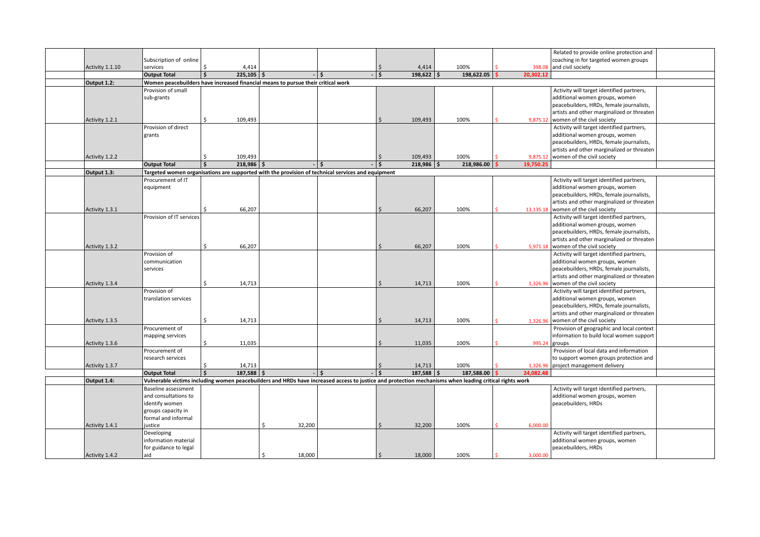| | | | | | | | | | | |
|---|---|---|---|---|---|---|---|---|---|---|
| | Activity 1.1.10 | Subscription of online services | $ 4,414 | | | $ 4,414 | 100% | $ 398.08 | Related to provide online protection and coaching in for targeted women groups and civil society | |
| | | **Output Total** | **$ 225,105** | **$ -** | **$ -** | **$ 198,622** | **$ 198,622.05** | **$ 20,302.12** | | |
| | **Output 1.2:** | **Women peacebuilders have increased financial means to pursue their critical work** | | | | | | | | |
| | Activity 1.2.1 | Provision of small sub-grants | $ 109,493 | | | $ 109,493 | 100% | $ 9,875.12 | Activity will target identified partners, additional women groups, women peacebuilders, HRDs, female journalists, artists and other marginalized or threaten women of the civil society | |
| | Activity 1.2.2 | Provision of direct grants | $ 109,493 | | | $ 109,493 | 100% | $ 9,875.12 | Activity will target identified partners, additional women groups, women peacebuilders, HRDs, female journalists, artists and other marginalized or threaten women of the civil society | |
| | | **Output Total** | **$ 218,986** | **$ -** | **$ -** | **$ 218,986** | **$ 218,986.00** | **$ 19,750.25** | | |
| | **Output 1.3:** | **Targeted women organisations are supported with the provision of technical services and equipment** | | | | | | | | |
| | Activity 1.3.1 | Procurement of IT equipment | $ 66,207 | | | $ 66,207 | 100% | $ 13,135.18 | Activity will target identified partners, additional women groups, women peacebuilders, HRDs, female journalists, artists and other marginalized or threaten women of the civil society | |
| | Activity 1.3.2 | Provision of IT services | $ 66,207 | | | $ 66,207 | 100% | $ 5,971.18 | Activity will target identified partners, additional women groups, women peacebuilders, HRDs, female journalists, artists and other marginalized or threaten women of the civil society | |
| | Activity 1.3.4 | Provision of communication services | $ 14,713 | | | $ 14,713 | 100% | $ 1,326.96 | Activity will target identified partners, additional women groups, women peacebuilders, HRDs, female journalists, artists and other marginalized or threaten women of the civil society | |
| | Activity 1.3.5 | Provision of translation services | $ 14,713 | | | $ 14,713 | 100% | $ 1,326.96 | Activity will target identified partners, additional women groups, women peacebuilders, HRDs, female journalists, artists and other marginalized or threaten women of the civil society | |
| | Activity 1.3.6 | Procurement of mapping services | $ 11,035 | | | $ 11,035 | 100% | $ 995.24 | Provision of geographic and local context information to build local women support groups | |
| | Activity 1.3.7 | Procurement of research services | $ 14,713 | | | $ 14,713 | 100% | $ 1,326.96 | Provision of local data and information to support women groups protection and project management delivery | |
| | | **Output Total** | **$ 187,588** | **$ -** | **$ -** | **$ 187,588** | **$ 187,588.00** | **$ 24,082.48** | | |
| | **Output 1.4:** | **Vulnerable victims including women peacebuilders and HRDs have increased access to justice and protection mechanisms when leading critical rights work** | | | | | | | | |
| | Activity 1.4.1 | Baseline assessment and consultations to identify women groups capacity in formal and informal justice | | $ 32,200 | | $ 32,200 | 100% | $ 6,000.00 | Activity will target identified partners, additional women groups, women peacebuilders, HRDs | |
| | Activity 1.4.2 | Developing information material for guidance to legal aid | | $ 18,000 | | $ 18,000 | 100% | $ 3,000.00 | Activity will target identified partners, additional women groups, women peacebuilders, HRDs | |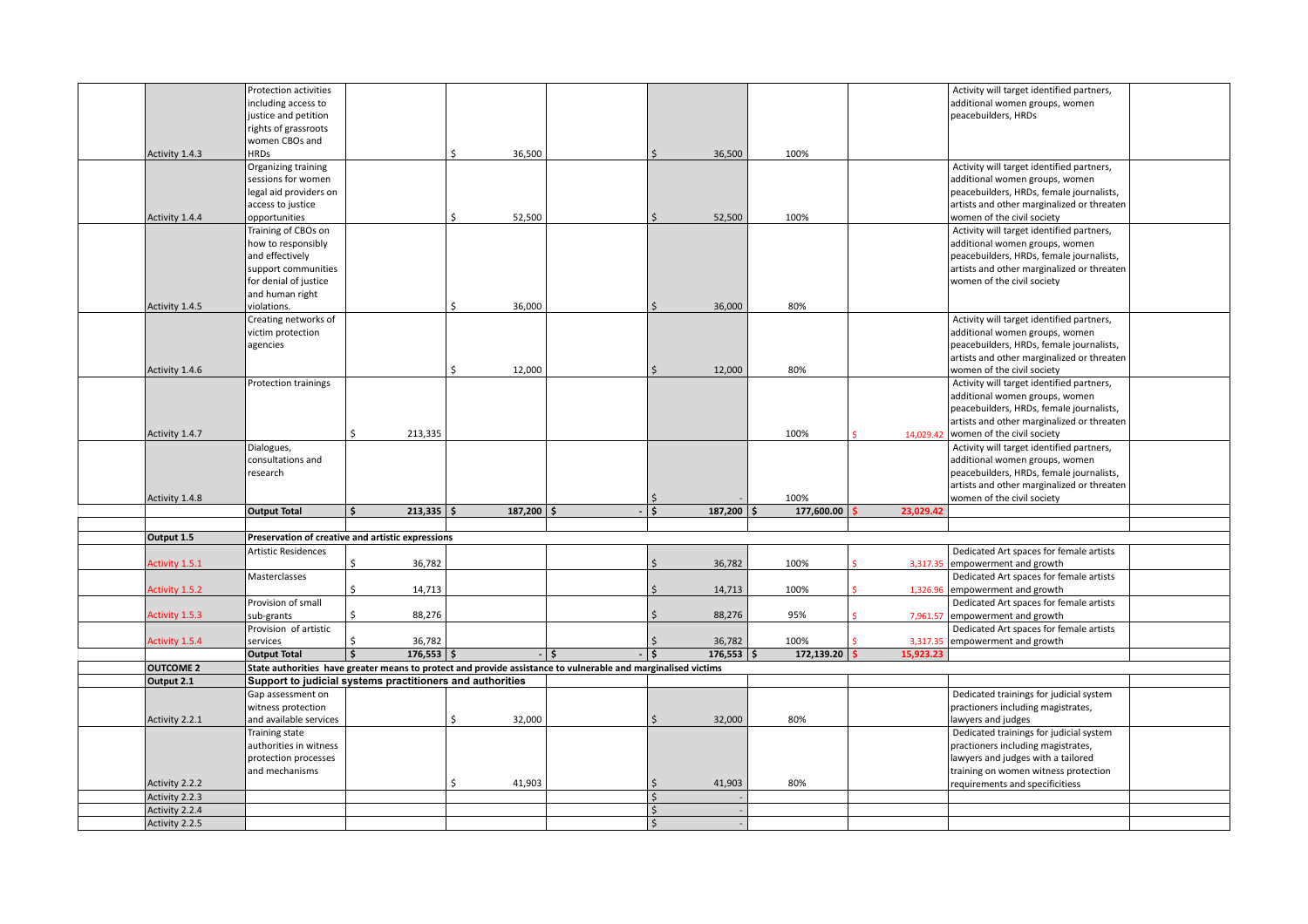| | | | | | | | | | | |
|---|---|---|---|---|---|---|---|---|---|---|
| | Activity 1.4.3 | Protection activities including access to justice and petition rights of grassroots women CBOs and HRDs | | $ 36,500 | | $ 36,500 | 100% | | Activity will target identified partners, additional women groups, women peacebuilders, HRDs | |
| | Activity 1.4.4 | Organizing training sessions for women legal aid providers on access to justice opportunities | | $ 52,500 | | $ 52,500 | 100% | | Activity will target identified partners, additional women groups, women peacebuilders, HRDs, female journalists, artists and other marginalized or threaten women of the civil society | |
| | Activity 1.4.5 | Training of CBOs on how to responsibly and effectively support communities for denial of justice and human right violations. | | $ 36,000 | | $ 36,000 | 80% | | Activity will target identified partners, additional women groups, women peacebuilders, HRDs, female journalists, artists and other marginalized or threaten women of the civil society | |
| | Activity 1.4.6 | Creating networks of victim protection agencies | | $ 12,000 | | $ 12,000 | 80% | | Activity will target identified partners, additional women groups, women peacebuilders, HRDs, female journalists, artists and other marginalized or threaten women of the civil society | |
| | Activity 1.4.7 | Protection trainings | $ 213,335 | | | | 100% | $ 14,029.42 | Activity will target identified partners, additional women groups, women peacebuilders, HRDs, female journalists, artists and other marginalized or threaten women of the civil society | |
| | Activity 1.4.8 | Dialogues, consultations and research | | | | $ - | 100% | | Activity will target identified partners, additional women groups, women peacebuilders, HRDs, female journalists, artists and other marginalized or threaten women of the civil society | |
| | | **Output Total** | **$ 213,335** | **$ 187,200** | **$ -** | **$ 187,200** | **$ 177,600.00** | **$ 23,029.42** | | |
| | | | | | | | | | | |
| | **Output 1.5** | **Preservation of creative and artistic expressions** | | | | | | | | |
| | Activity 1.5.1 | Artistic Residences | $ 36,782 | | | $ 36,782 | 100% | $ 3,317.35 | Dedicated Art spaces for female artists empowerment and growth | |
| | Activity 1.5.2 | Masterclasses | $ 14,713 | | | $ 14,713 | 100% | $ 1,326.96 | Dedicated Art spaces for female artists empowerment and growth | |
| | Activity 1.5.3 | Provision of small sub-grants | $ 88,276 | | | $ 88,276 | 95% | $ 7,961.57 | Dedicated Art spaces for female artists empowerment and growth | |
| | Activity 1.5.4 | Provision of artistic services | $ 36,782 | | | $ 36,782 | 100% | $ 3,317.35 | Dedicated Art spaces for female artists empowerment and growth | |
| | | **Output Total** | **$ 176,553** | **$ -** | **$ -** | **$ 176,553** | **$ 172,139.20** | **$ 15,923.23** | | |
| | **OUTCOME 2** | **State authorities have greater means to protect and provide assistance to vulnerable and marginalised victims** | | | | | | | | |
| | **Output 2.1** | **Support to judicial systems practitioners and authorities** | | | | | | | | |
| | Activity 2.2.1 | Gap assessment on witness protection and available services | | $ 32,000 | | $ 32,000 | 80% | | Dedicated trainings for judicial system practioners including magistrates, lawyers and judges | |
| | Activity 2.2.2 | Training state authorities in witness protection processes and mechanisms | | $ 41,903 | | $ 41,903 | 80% | | Dedicated trainings for judicial system practioners including magistrates, lawyers and judges with a tailored training on women witness protection requirements and specificitiess | |
| | Activity 2.2.3 | | | | | $ - | | | | |
| | Activity 2.2.4 | | | | | $ - | | | | |
| | Activity 2.2.5 | | | | | $ - | | | | |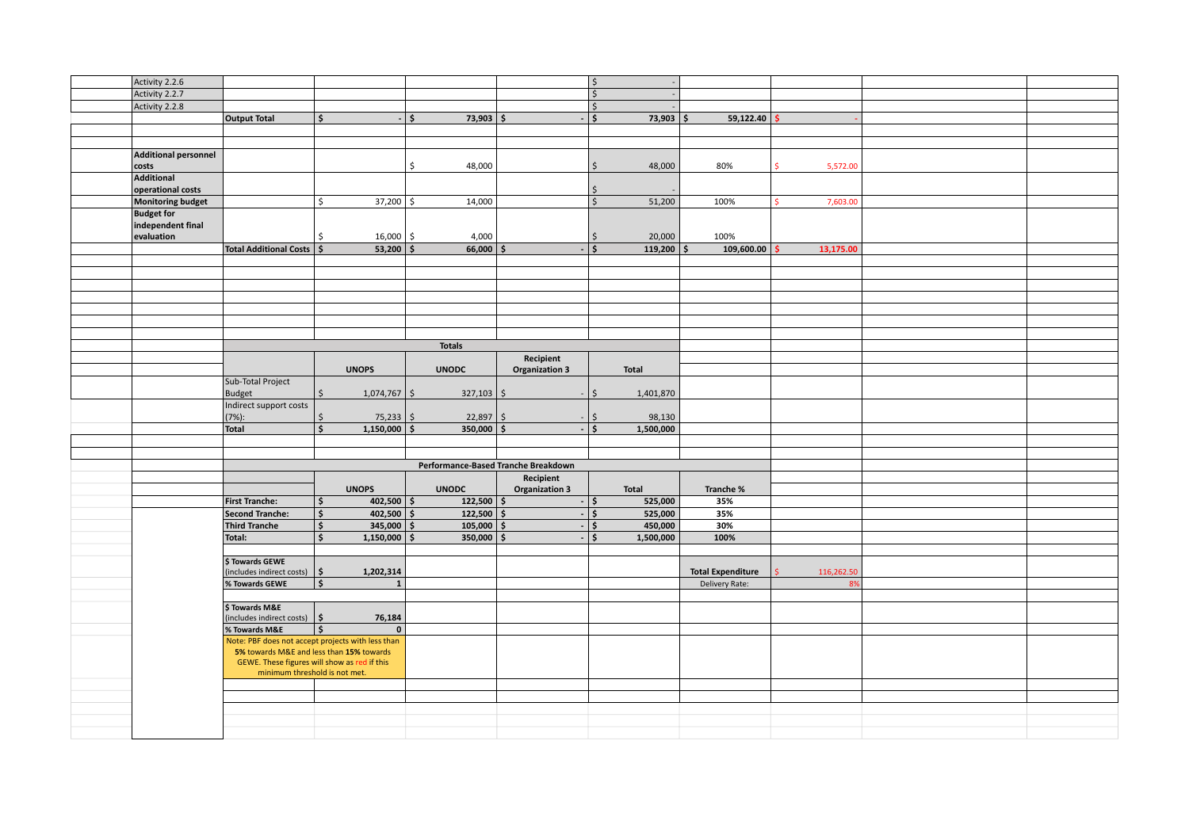| | | | | | | | | |
|---|---|---|---|---|---|---|---|---|
| Activity 2.2.6 | | | | | $ - | | | |
| Activity 2.2.7 | | | | | $ - | | | |
| Activity 2.2.8 | | | | | $ - | | | |
| | **Output Total** | **$ -** | **$ 73,903** | **$ -** | **$ 73,903** | **$ 59,122.40** | **$ -** | |
| | | | | | | | | |
| **Additional personnel costs** | | | $ 48,000 | | $ 48,000 | 80% | $ 5,572.00 | |
| **Additional operational costs** | | | | | $ - | | | |
| **Monitoring budget** | | $ 37,200 | $ 14,000 | | $ 51,200 | 100% | $ 7,603.00 | |
| **Budget for independent final evaluation** | | $ 16,000 | $ 4,000 | | $ 20,000 | 100% | | |
| | **Total Additional Costs** | **$ 53,200** | **$ 66,000** | **$ -** | **$ 119,200** | **$ 109,600.00** | **$ 13,175.00** | |

**Totals**

| | UNOPS | UNODC | Recipient Organization 3 | Total |
|---|---|---|---|---|
| Sub-Total Project Budget | $ 1,074,767 | $ 327,103 | $ - | $ 1,401,870 |
| Indirect support costs (7%): | $ 75,233 | $ 22,897 | $ - | $ 98,130 |
| **Total** | **$ 1,150,000** | **$ 350,000** | **$ -** | **$ 1,500,000** |

**Performance-Based Tranche Breakdown**

| | UNOPS | UNODC | Recipient Organization 3 | Total | Tranche % |
|---|---|---|---|---|---|
| **First Tranche:** | $ 402,500 | $ 122,500 | $ - | $ 525,000 | 35% |
| **Second Tranche:** | $ 402,500 | $ 122,500 | $ - | $ 525,000 | 35% |
| **Third Tranche** | $ 345,000 | $ 105,000 | $ - | $ 450,000 | 30% |
| **Total:** | $ 1,150,000 | $ 350,000 | $ - | $ 1,500,000 | 100% |

| | | | |
|---|---|---|---|
| **$ Towards GEWE** (includes indirect costs) | **$ 1,202,314** | **Total Expenditure** | $ 116,262.50 |
| **% Towards GEWE** | **$ 1** | Delivery Rate: | 8% |
| **$ Towards M&E** (includes indirect costs) | **$ 76,184** | | |
| **% Towards M&E** | **$ 0** | | |

Note: PBF does not accept projects with less than **5%** towards M&E and less than **15%** towards GEWE. These figures will show as red if this minimum threshold is not met.